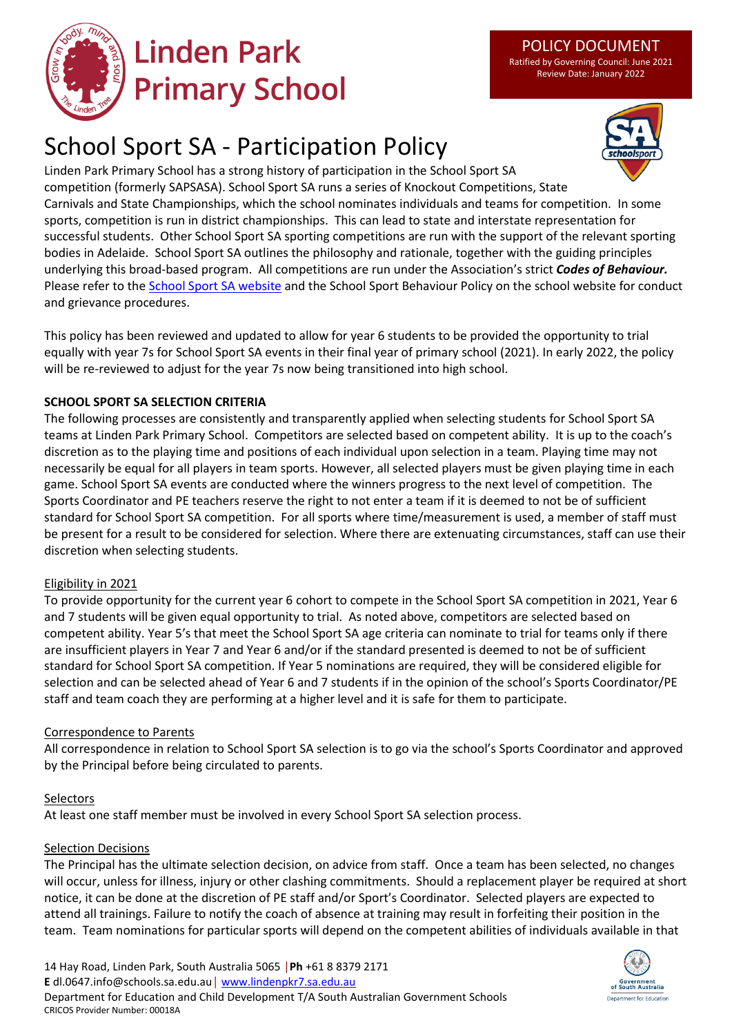# Linden Park Primary School

**POLICY DOCUMENT**
Ratified by Governing Council: June 2021
Review Date: January 2022

# School Sport SA - Participation Policy

Linden Park Primary School has a strong history of participation in the School Sport SA competition (formerly SAPSASA). School Sport SA runs a series of Knockout Competitions, State Carnivals and State Championships, which the school nominates individuals and teams for competition. In some sports, competition is run in district championships. This can lead to state and interstate representation for successful students. Other School Sport SA sporting competitions are run with the support of the relevant sporting bodies in Adelaide. School Sport SA outlines the philosophy and rationale, together with the guiding principles underlying this broad-based program. All competitions are run under the Association's strict ***Codes of Behaviour.*** Please refer to the [School Sport SA website]() and the School Sport Behaviour Policy on the school website for conduct and grievance procedures.

This policy has been reviewed and updated to allow for year 6 students to be provided the opportunity to trial equally with year 7s for School Sport SA events in their final year of primary school (2021). In early 2022, the policy will be re-reviewed to adjust for the year 7s now being transitioned into high school.

## SCHOOL SPORT SA SELECTION CRITERIA

The following processes are consistently and transparently applied when selecting students for School Sport SA teams at Linden Park Primary School. Competitors are selected based on competent ability. It is up to the coach's discretion as to the playing time and positions of each individual upon selection in a team. Playing time may not necessarily be equal for all players in team sports. However, all selected players must be given playing time in each game. School Sport SA events are conducted where the winners progress to the next level of competition. The Sports Coordinator and PE teachers reserve the right to not enter a team if it is deemed to not be of sufficient standard for School Sport SA competition. For all sports where time/measurement is used, a member of staff must be present for a result to be considered for selection. Where there are extenuating circumstances, staff can use their discretion when selecting students.

### Eligibility in 2021

To provide opportunity for the current year 6 cohort to compete in the School Sport SA competition in 2021, Year 6 and 7 students will be given equal opportunity to trial. As noted above, competitors are selected based on competent ability. Year 5's that meet the School Sport SA age criteria can nominate to trial for teams only if there are insufficient players in Year 7 and Year 6 and/or if the standard presented is deemed to not be of sufficient standard for School Sport SA competition. If Year 5 nominations are required, they will be considered eligible for selection and can be selected ahead of Year 6 and 7 students if in the opinion of the school's Sports Coordinator/PE staff and team coach they are performing at a higher level and it is safe for them to participate.

### Correspondence to Parents

All correspondence in relation to School Sport SA selection is to go via the school's Sports Coordinator and approved by the Principal before being circulated to parents.

### Selectors

At least one staff member must be involved in every School Sport SA selection process.

### Selection Decisions

The Principal has the ultimate selection decision, on advice from staff. Once a team has been selected, no changes will occur, unless for illness, injury or other clashing commitments. Should a replacement player be required at short notice, it can be done at the discretion of PE staff and/or Sport's Coordinator. Selected players are expected to attend all trainings. Failure to notify the coach of absence at training may result in forfeiting their position in the team. Team nominations for particular sports will depend on the competent abilities of individuals available in that

14 Hay Road, Linden Park, South Australia 5065 | **Ph** +61 8 8379 2171
**E** dl.0647.info@schools.sa.edu.au | www.lindenpkr7.sa.edu.au
Department for Education and Child Development T/A South Australian Government Schools
CRICOS Provider Number: 00018A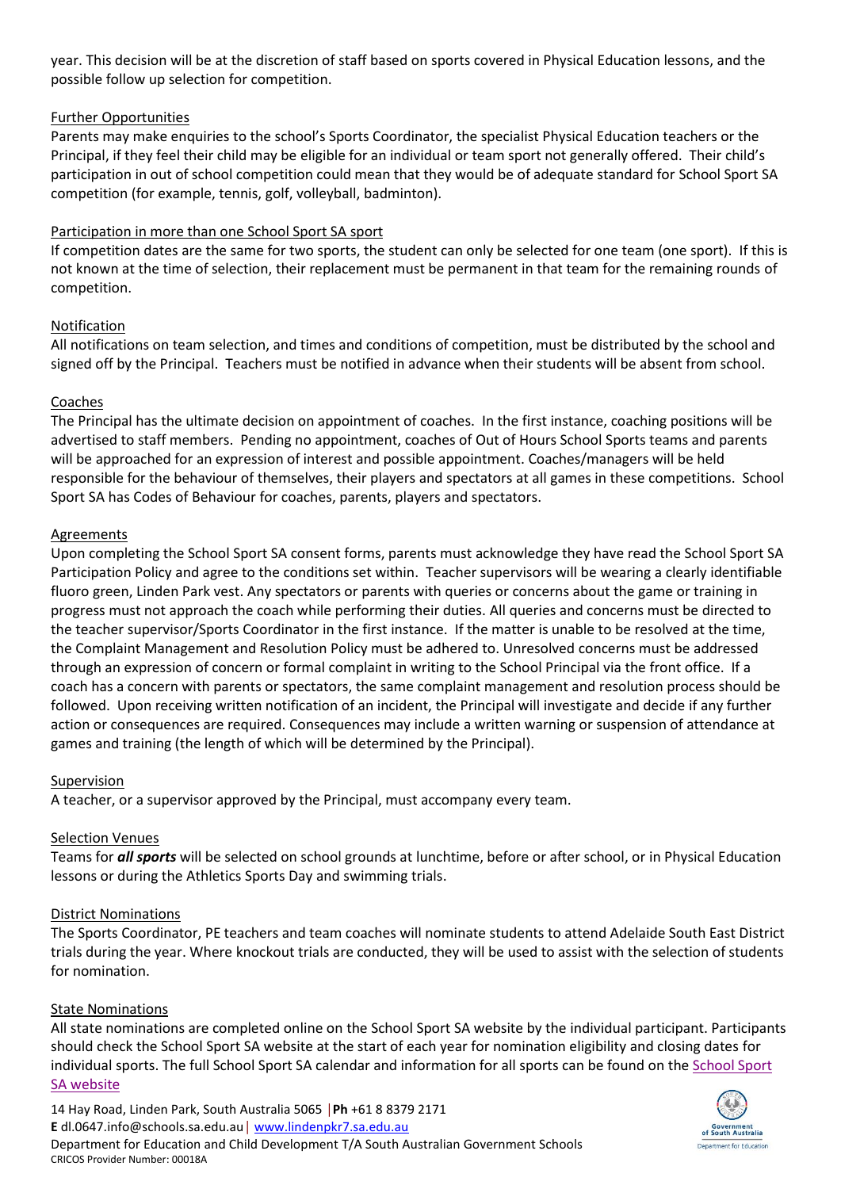year. This decision will be at the discretion of staff based on sports covered in Physical Education lessons, and the possible follow up selection for competition.

Further Opportunities

Parents may make enquiries to the school's Sports Coordinator, the specialist Physical Education teachers or the Principal, if they feel their child may be eligible for an individual or team sport not generally offered. Their child's participation in out of school competition could mean that they would be of adequate standard for School Sport SA competition (for example, tennis, golf, volleyball, badminton).

Participation in more than one School Sport SA sport

If competition dates are the same for two sports, the student can only be selected for one team (one sport). If this is not known at the time of selection, their replacement must be permanent in that team for the remaining rounds of competition.

Notification

All notifications on team selection, and times and conditions of competition, must be distributed by the school and signed off by the Principal. Teachers must be notified in advance when their students will be absent from school.

Coaches

The Principal has the ultimate decision on appointment of coaches. In the first instance, coaching positions will be advertised to staff members. Pending no appointment, coaches of Out of Hours School Sports teams and parents will be approached for an expression of interest and possible appointment. Coaches/managers will be held responsible for the behaviour of themselves, their players and spectators at all games in these competitions. School Sport SA has Codes of Behaviour for coaches, parents, players and spectators.

Agreements

Upon completing the School Sport SA consent forms, parents must acknowledge they have read the School Sport SA Participation Policy and agree to the conditions set within. Teacher supervisors will be wearing a clearly identifiable fluoro green, Linden Park vest. Any spectators or parents with queries or concerns about the game or training in progress must not approach the coach while performing their duties. All queries and concerns must be directed to the teacher supervisor/Sports Coordinator in the first instance. If the matter is unable to be resolved at the time, the Complaint Management and Resolution Policy must be adhered to. Unresolved concerns must be addressed through an expression of concern or formal complaint in writing to the School Principal via the front office. If a coach has a concern with parents or spectators, the same complaint management and resolution process should be followed. Upon receiving written notification of an incident, the Principal will investigate and decide if any further action or consequences are required. Consequences may include a written warning or suspension of attendance at games and training (the length of which will be determined by the Principal).

Supervision

A teacher, or a supervisor approved by the Principal, must accompany every team.

Selection Venues

Teams for ***all sports*** will be selected on school grounds at lunchtime, before or after school, or in Physical Education lessons or during the Athletics Sports Day and swimming trials.

District Nominations

The Sports Coordinator, PE teachers and team coaches will nominate students to attend Adelaide South East District trials during the year. Where knockout trials are conducted, they will be used to assist with the selection of students for nomination.

State Nominations

All state nominations are completed online on the School Sport SA website by the individual participant. Participants should check the School Sport SA website at the start of each year for nomination eligibility and closing dates for individual sports. The full School Sport SA calendar and information for all sports can be found on the School Sport SA website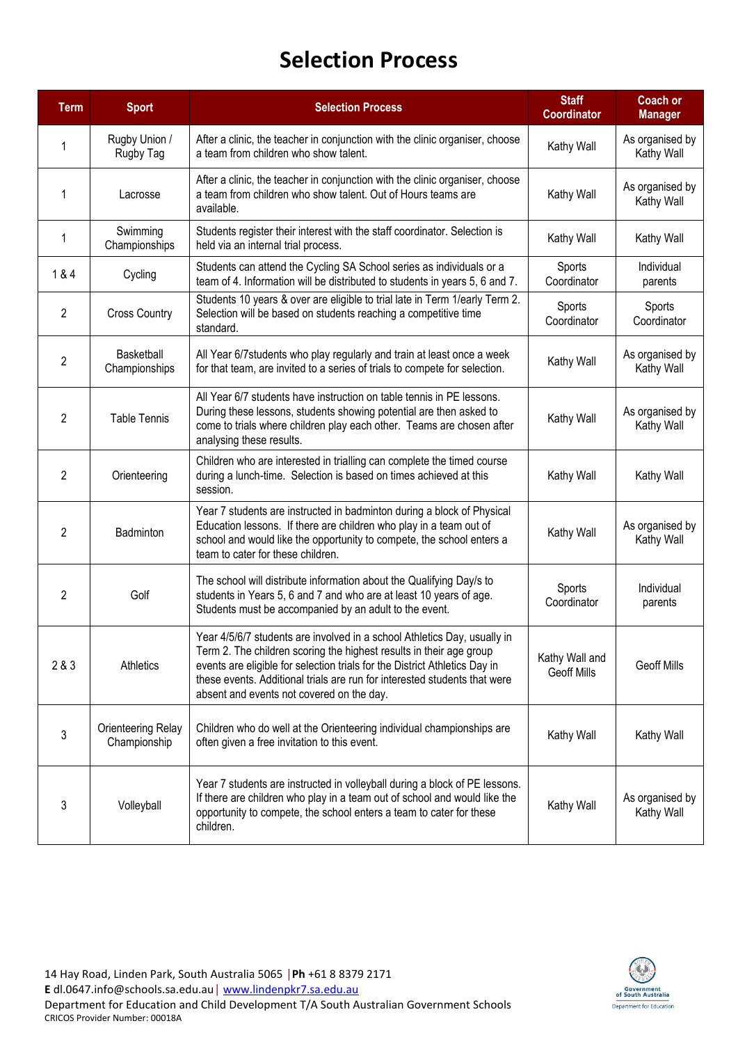# Selection Process

| Term | Sport | Selection Process | Staff Coordinator | Coach or Manager |
|---|---|---|---|---|
| 1 | Rugby Union / Rugby Tag | After a clinic, the teacher in conjunction with the clinic organiser, choose a team from children who show talent. | Kathy Wall | As organised by Kathy Wall |
| 1 | Lacrosse | After a clinic, the teacher in conjunction with the clinic organiser, choose a team from children who show talent. Out of Hours teams are available. | Kathy Wall | As organised by Kathy Wall |
| 1 | Swimming Championships | Students register their interest with the staff coordinator. Selection is held via an internal trial process. | Kathy Wall | Kathy Wall |
| 1 & 4 | Cycling | Students can attend the Cycling SA School series as individuals or a team of 4. Information will be distributed to students in years 5, 6 and 7. | Sports Coordinator | Individual parents |
| 2 | Cross Country | Students 10 years & over are eligible to trial late in Term 1/early Term 2. Selection will be based on students reaching a competitive time standard. | Sports Coordinator | Sports Coordinator |
| 2 | Basketball Championships | All Year 6/7students who play regularly and train at least once a week for that team, are invited to a series of trials to compete for selection. | Kathy Wall | As organised by Kathy Wall |
| 2 | Table Tennis | All Year 6/7 students have instruction on table tennis in PE lessons. During these lessons, students showing potential are then asked to come to trials where children play each other. Teams are chosen after analysing these results. | Kathy Wall | As organised by Kathy Wall |
| 2 | Orienteering | Children who are interested in trialling can complete the timed course during a lunch-time. Selection is based on times achieved at this session. | Kathy Wall | Kathy Wall |
| 2 | Badminton | Year 7 students are instructed in badminton during a block of Physical Education lessons. If there are children who play in a team out of school and would like the opportunity to compete, the school enters a team to cater for these children. | Kathy Wall | As organised by Kathy Wall |
| 2 | Golf | The school will distribute information about the Qualifying Day/s to students in Years 5, 6 and 7 and who are at least 10 years of age. Students must be accompanied by an adult to the event. | Sports Coordinator | Individual parents |
| 2 & 3 | Athletics | Year 4/5/6/7 students are involved in a school Athletics Day, usually in Term 2. The children scoring the highest results in their age group events are eligible for selection trials for the District Athletics Day in these events. Additional trials are run for interested students that were absent and events not covered on the day. | Kathy Wall and Geoff Mills | Geoff Mills |
| 3 | Orienteering Relay Championship | Children who do well at the Orienteering individual championships are often given a free invitation to this event. | Kathy Wall | Kathy Wall |
| 3 | Volleyball | Year 7 students are instructed in volleyball during a block of PE lessons. If there are children who play in a team out of school and would like the opportunity to compete, the school enters a team to cater for these children. | Kathy Wall | As organised by Kathy Wall |

14 Hay Road, Linden Park, South Australia 5065 | **Ph** +61 8 8379 2171
**E** dl.0647.info@schools.sa.edu.au | www.lindenpkr7.sa.edu.au
Department for Education and Child Development T/A South Australian Government Schools
CRICOS Provider Number: 00018A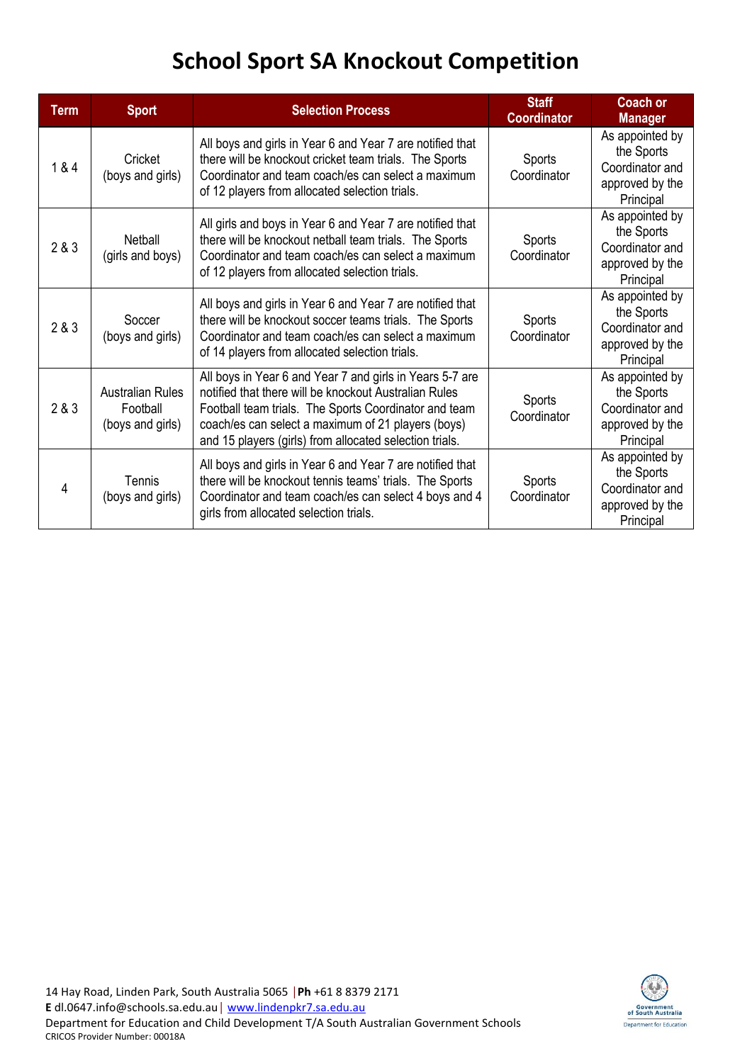# School Sport SA Knockout Competition

| Term | Sport | Selection Process | Staff Coordinator | Coach or Manager |
| --- | --- | --- | --- | --- |
| 1 & 4 | Cricket (boys and girls) | All boys and girls in Year 6 and Year 7 are notified that there will be knockout cricket team trials. The Sports Coordinator and team coach/es can select a maximum of 12 players from allocated selection trials. | Sports Coordinator | As appointed by the Sports Coordinator and approved by the Principal |
| 2 & 3 | Netball (girls and boys) | All girls and boys in Year 6 and Year 7 are notified that there will be knockout netball team trials. The Sports Coordinator and team coach/es can select a maximum of 12 players from allocated selection trials. | Sports Coordinator | As appointed by the Sports Coordinator and approved by the Principal |
| 2 & 3 | Soccer (boys and girls) | All boys and girls in Year 6 and Year 7 are notified that there will be knockout soccer teams trials. The Sports Coordinator and team coach/es can select a maximum of 14 players from allocated selection trials. | Sports Coordinator | As appointed by the Sports Coordinator and approved by the Principal |
| 2 & 3 | Australian Rules Football (boys and girls) | All boys in Year 6 and Year 7 and girls in Years 5-7 are notified that there will be knockout Australian Rules Football team trials. The Sports Coordinator and team coach/es can select a maximum of 21 players (boys) and 15 players (girls) from allocated selection trials. | Sports Coordinator | As appointed by the Sports Coordinator and approved by the Principal |
| 4 | Tennis (boys and girls) | All boys and girls in Year 6 and Year 7 are notified that there will be knockout tennis teams' trials. The Sports Coordinator and team coach/es can select 4 boys and 4 girls from allocated selection trials. | Sports Coordinator | As appointed by the Sports Coordinator and approved by the Principal |